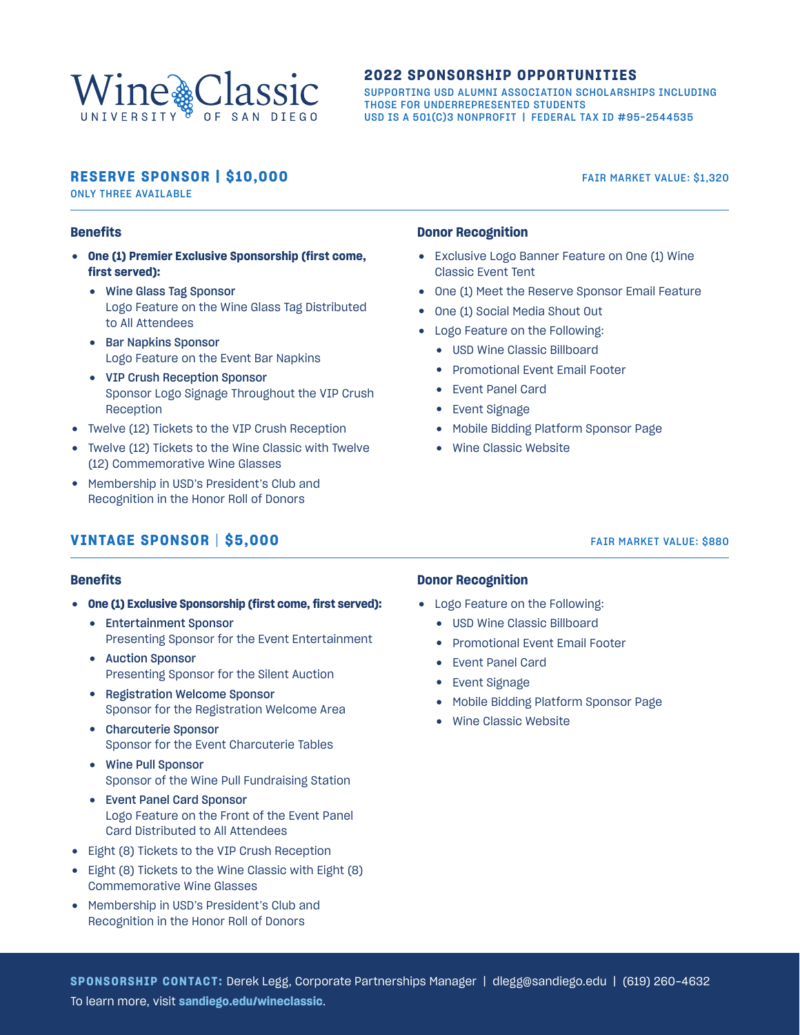# Wine Classic
UNIVERSITY OF SAN DIEGO

## 2022 SPONSORSHIP OPPORTUNITIES

SUPPORTING USD ALUMNI ASSOCIATION SCHOLARSHIPS INCLUDING THOSE FOR UNDERREPRESENTED STUDENTS
USD IS A 501(C)3 NONPROFIT | FEDERAL TAX ID #95-2544535

## RESERVE SPONSOR | $10,000

ONLY THREE AVAILABLE

FAIR MARKET VALUE: $1,320

### Benefits

- **One (1) Premier Exclusive Sponsorship (first come, first served):**
  - **Wine Glass Tag Sponsor**
    Logo Feature on the Wine Glass Tag Distributed to All Attendees
  - **Bar Napkins Sponsor**
    Logo Feature on the Event Bar Napkins
  - **VIP Crush Reception Sponsor**
    Sponsor Logo Signage Throughout the VIP Crush Reception
- Twelve (12) Tickets to the VIP Crush Reception
- Twelve (12) Tickets to the Wine Classic with Twelve (12) Commemorative Wine Glasses
- Membership in USD's President's Club and Recognition in the Honor Roll of Donors

### Donor Recognition

- Exclusive Logo Banner Feature on One (1) Wine Classic Event Tent
- One (1) Meet the Reserve Sponsor Email Feature
- One (1) Social Media Shout Out
- Logo Feature on the Following:
  - USD Wine Classic Billboard
  - Promotional Event Email Footer
  - Event Panel Card
  - Event Signage
  - Mobile Bidding Platform Sponsor Page
  - Wine Classic Website

## VINTAGE SPONSOR | $5,000

FAIR MARKET VALUE: $880

### Benefits

- **One (1) Exclusive Sponsorship (first come, first served):**
  - **Entertainment Sponsor**
    Presenting Sponsor for the Event Entertainment
  - **Auction Sponsor**
    Presenting Sponsor for the Silent Auction
  - **Registration Welcome Sponsor**
    Sponsor for the Registration Welcome Area
  - **Charcuterie Sponsor**
    Sponsor for the Event Charcuterie Tables
  - **Wine Pull Sponsor**
    Sponsor of the Wine Pull Fundraising Station
  - **Event Panel Card Sponsor**
    Logo Feature on the Front of the Event Panel Card Distributed to All Attendees
- Eight (8) Tickets to the VIP Crush Reception
- Eight (8) Tickets to the Wine Classic with Eight (8) Commemorative Wine Glasses
- Membership in USD's President's Club and Recognition in the Honor Roll of Donors

### Donor Recognition

- Logo Feature on the Following:
  - USD Wine Classic Billboard
  - Promotional Event Email Footer
  - Event Panel Card
  - Event Signage
  - Mobile Bidding Platform Sponsor Page
  - Wine Classic Website

**SPONSORSHIP CONTACT:** Derek Legg, Corporate Partnerships Manager | dlegg@sandiego.edu | (619) 260-4632
To learn more, visit **sandiego.edu/wineclassic**.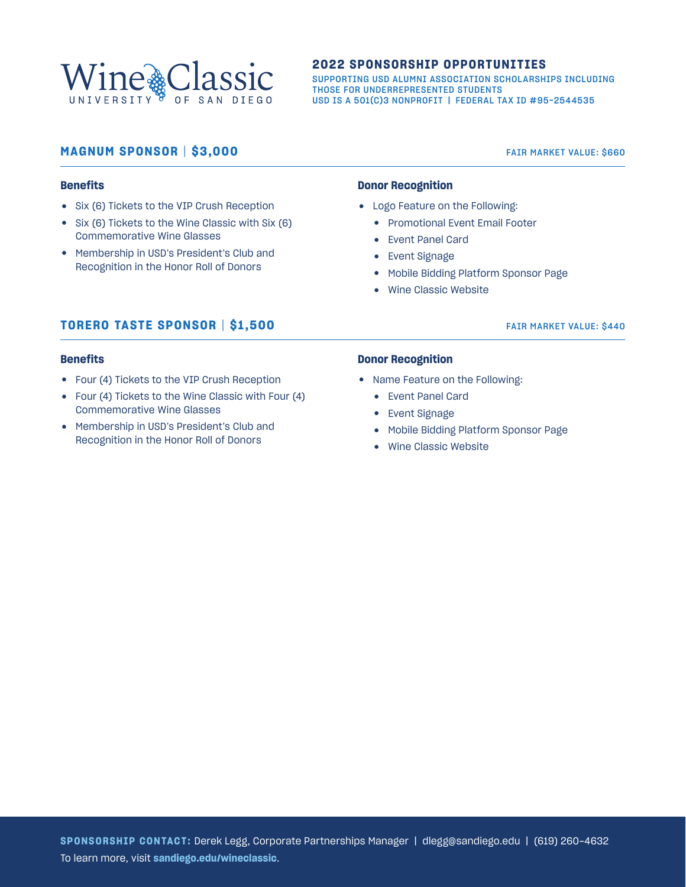# Wine Classic
UNIVERSITY OF SAN DIEGO

## 2022 SPONSORSHIP OPPORTUNITIES

SUPPORTING USD ALUMNI ASSOCIATION SCHOLARSHIPS INCLUDING THOSE FOR UNDERREPRESENTED STUDENTS
USD IS A 501(C)3 NONPROFIT | FEDERAL TAX ID #95-2544535

## MAGNUM SPONSOR | $3,000

FAIR MARKET VALUE: $660

### Benefits

- Six (6) Tickets to the VIP Crush Reception
- Six (6) Tickets to the Wine Classic with Six (6) Commemorative Wine Glasses
- Membership in USD's President's Club and Recognition in the Honor Roll of Donors

### Donor Recognition

- Logo Feature on the Following:
  - Promotional Event Email Footer
  - Event Panel Card
  - Event Signage
  - Mobile Bidding Platform Sponsor Page
  - Wine Classic Website

## TORERO TASTE SPONSOR | $1,500

FAIR MARKET VALUE: $440

### Benefits

- Four (4) Tickets to the VIP Crush Reception
- Four (4) Tickets to the Wine Classic with Four (4) Commemorative Wine Glasses
- Membership in USD's President's Club and Recognition in the Honor Roll of Donors

### Donor Recognition

- Name Feature on the Following:
  - Event Panel Card
  - Event Signage
  - Mobile Bidding Platform Sponsor Page
  - Wine Classic Website

**SPONSORSHIP CONTACT:** Derek Legg, Corporate Partnerships Manager | dlegg@sandiego.edu | (619) 260-4632
To learn more, visit **sandiego.edu/wineclassic**.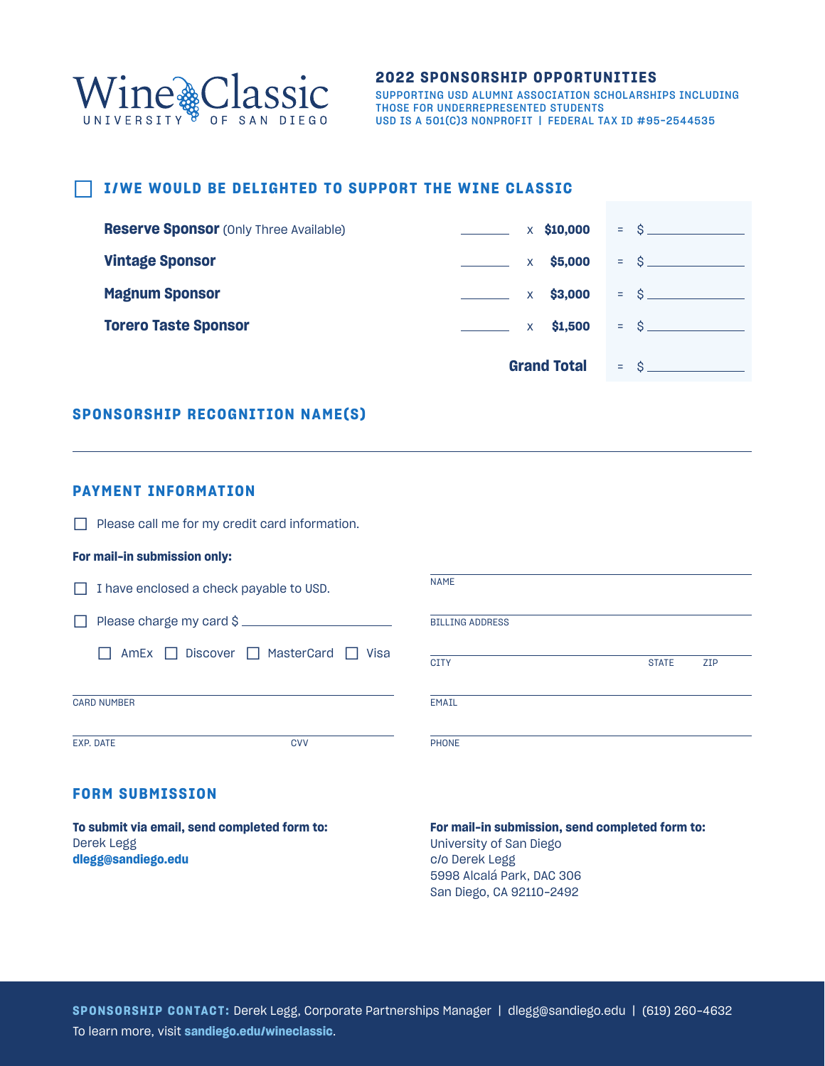# Wine Classic
UNIVERSITY OF SAN DIEGO

## 2022 SPONSORSHIP OPPORTUNITIES

SUPPORTING USD ALUMNI ASSOCIATION SCHOLARSHIPS INCLUDING THOSE FOR UNDERREPRESENTED STUDENTS
USD IS A 501(C)3 NONPROFIT | FEDERAL TAX ID #95-2544535

## ☐ I/WE WOULD BE DELIGHTED TO SUPPORT THE WINE CLASSIC

| | | | | |
|---|---|---|---|---|
| **Reserve Sponsor** (Only Three Available) | ______ | x | **$10,000** | = $ ________ |
| **Vintage Sponsor** | ______ | x | **$5,000** | = $ ________ |
| **Magnum Sponsor** | ______ | x | **$3,000** | = $ ________ |
| **Torero Taste Sponsor** | ______ | x | **$1,500** | = $ ________ |
| | | | **Grand Total** | = $ ________ |

## SPONSORSHIP RECOGNITION NAME(S)

______________________________

## PAYMENT INFORMATION

☐ Please call me for my credit card information.

**For mail-in submission only:**

☐ I have enclosed a check payable to USD.

☐ Please charge my card $ ________

☐ AmEx ☐ Discover ☐ MasterCard ☐ Visa

CARD NUMBER

EXP. DATE CVV

NAME

BILLING ADDRESS

CITY STATE ZIP

EMAIL

PHONE

## FORM SUBMISSION

**To submit via email, send completed form to:**
Derek Legg
**dlegg@sandiego.edu**

**For mail-in submission, send completed form to:**
University of San Diego
c/o Derek Legg
5998 Alcalá Park, DAC 306
San Diego, CA 92110-2492

**SPONSORSHIP CONTACT:** Derek Legg, Corporate Partnerships Manager | dlegg@sandiego.edu | (619) 260-4632
To learn more, visit **sandiego.edu/wineclassic**.